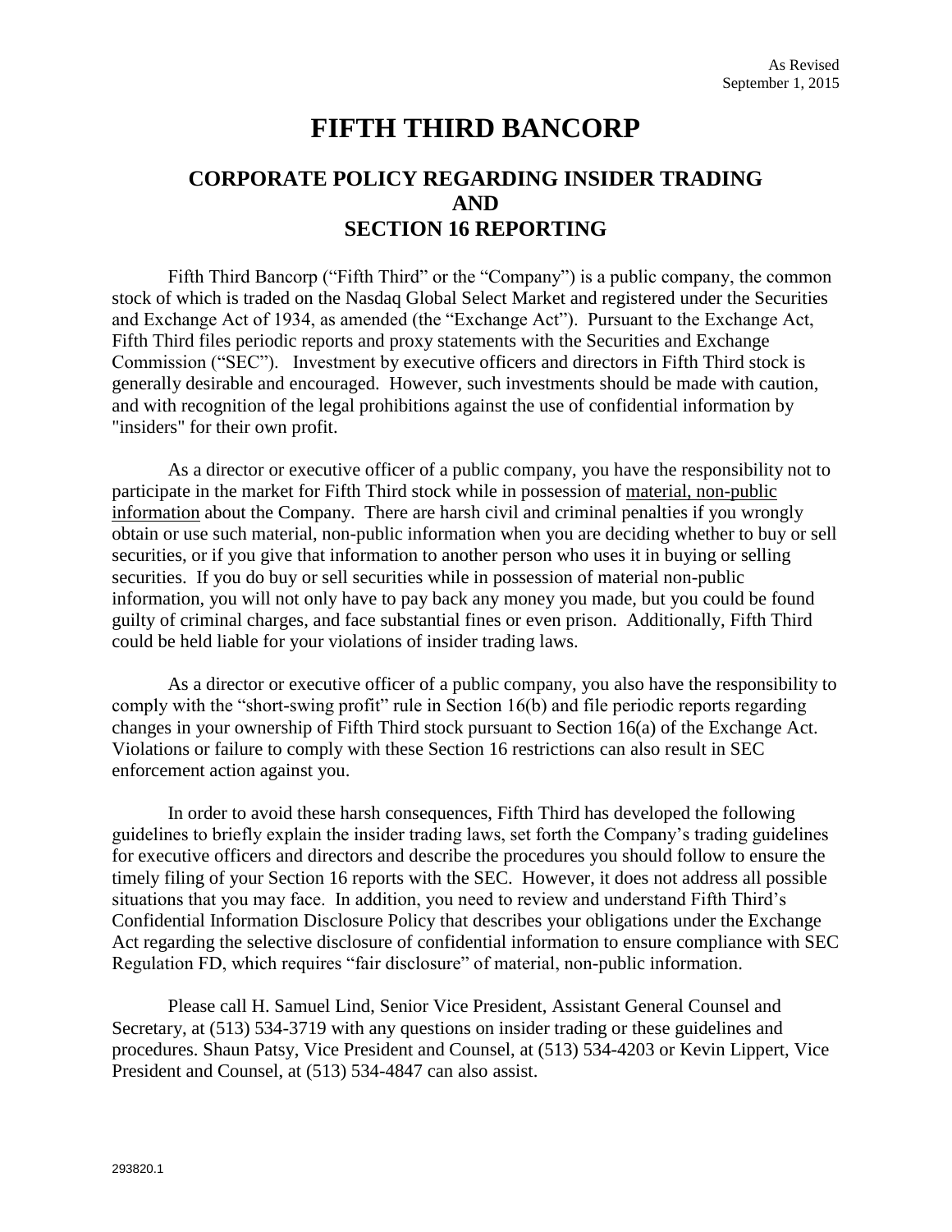As Revised
September 1, 2015

# FIFTH THIRD BANCORP

## CORPORATE POLICY REGARDING INSIDER TRADING AND SECTION 16 REPORTING

Fifth Third Bancorp ("Fifth Third" or the "Company") is a public company, the common stock of which is traded on the Nasdaq Global Select Market and registered under the Securities and Exchange Act of 1934, as amended (the "Exchange Act"). Pursuant to the Exchange Act, Fifth Third files periodic reports and proxy statements with the Securities and Exchange Commission ("SEC"). Investment by executive officers and directors in Fifth Third stock is generally desirable and encouraged. However, such investments should be made with caution, and with recognition of the legal prohibitions against the use of confidential information by "insiders" for their own profit.

As a director or executive officer of a public company, you have the responsibility not to participate in the market for Fifth Third stock while in possession of material, non-public information about the Company. There are harsh civil and criminal penalties if you wrongly obtain or use such material, non-public information when you are deciding whether to buy or sell securities, or if you give that information to another person who uses it in buying or selling securities. If you do buy or sell securities while in possession of material non-public information, you will not only have to pay back any money you made, but you could be found guilty of criminal charges, and face substantial fines or even prison. Additionally, Fifth Third could be held liable for your violations of insider trading laws.

As a director or executive officer of a public company, you also have the responsibility to comply with the "short-swing profit" rule in Section 16(b) and file periodic reports regarding changes in your ownership of Fifth Third stock pursuant to Section 16(a) of the Exchange Act. Violations or failure to comply with these Section 16 restrictions can also result in SEC enforcement action against you.

In order to avoid these harsh consequences, Fifth Third has developed the following guidelines to briefly explain the insider trading laws, set forth the Company's trading guidelines for executive officers and directors and describe the procedures you should follow to ensure the timely filing of your Section 16 reports with the SEC. However, it does not address all possible situations that you may face. In addition, you need to review and understand Fifth Third's Confidential Information Disclosure Policy that describes your obligations under the Exchange Act regarding the selective disclosure of confidential information to ensure compliance with SEC Regulation FD, which requires "fair disclosure" of material, non-public information.

Please call H. Samuel Lind, Senior Vice President, Assistant General Counsel and Secretary, at (513) 534-3719 with any questions on insider trading or these guidelines and procedures. Shaun Patsy, Vice President and Counsel, at (513) 534-4203 or Kevin Lippert, Vice President and Counsel, at (513) 534-4847 can also assist.

293820.1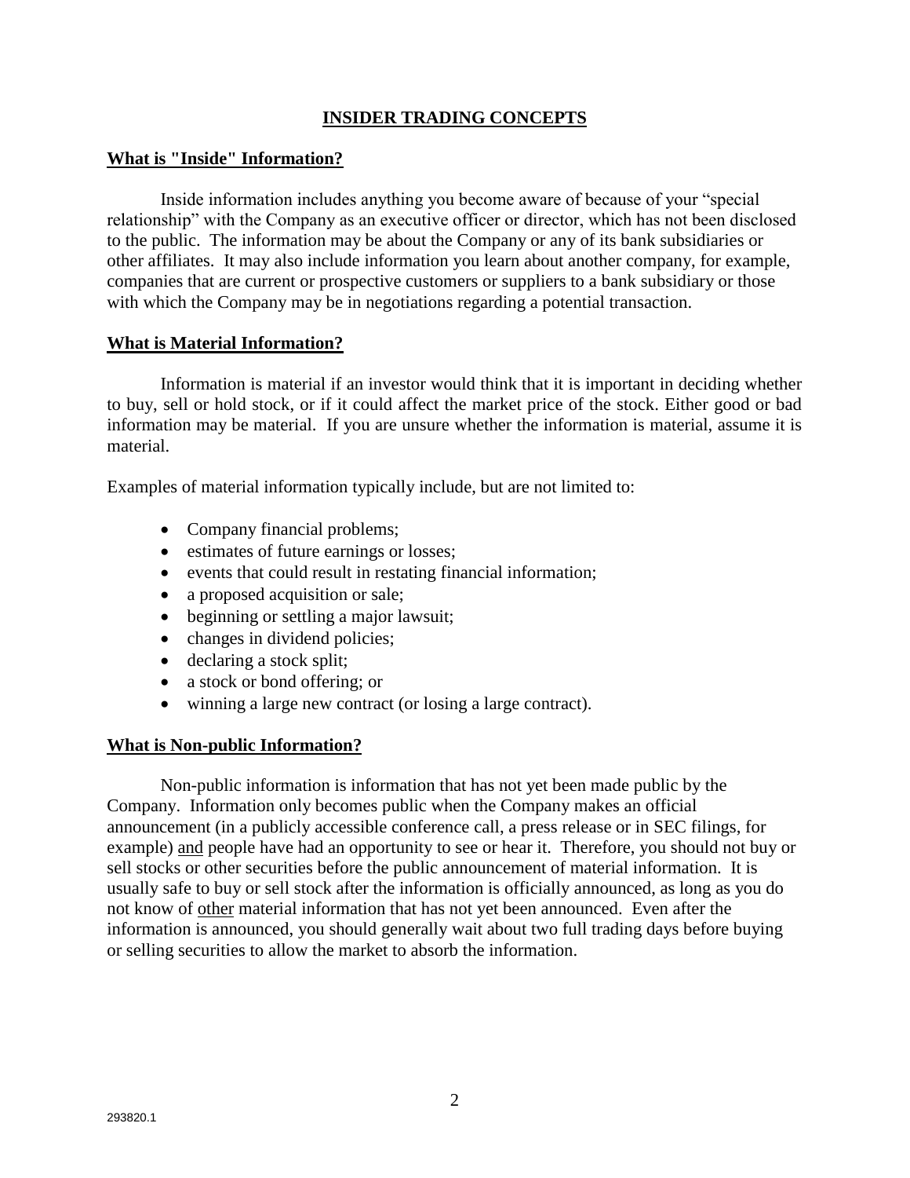# INSIDER TRADING CONCEPTS

## What is "Inside" Information?

Inside information includes anything you become aware of because of your "special relationship" with the Company as an executive officer or director, which has not been disclosed to the public. The information may be about the Company or any of its bank subsidiaries or other affiliates. It may also include information you learn about another company, for example, companies that are current or prospective customers or suppliers to a bank subsidiary or those with which the Company may be in negotiations regarding a potential transaction.

## What is Material Information?

Information is material if an investor would think that it is important in deciding whether to buy, sell or hold stock, or if it could affect the market price of the stock. Either good or bad information may be material. If you are unsure whether the information is material, assume it is material.

Examples of material information typically include, but are not limited to:

- Company financial problems;
- estimates of future earnings or losses;
- events that could result in restating financial information;
- a proposed acquisition or sale;
- beginning or settling a major lawsuit;
- changes in dividend policies;
- declaring a stock split;
- a stock or bond offering; or
- winning a large new contract (or losing a large contract).

## What is Non-public Information?

Non-public information is information that has not yet been made public by the Company. Information only becomes public when the Company makes an official announcement (in a publicly accessible conference call, a press release or in SEC filings, for example) and people have had an opportunity to see or hear it. Therefore, you should not buy or sell stocks or other securities before the public announcement of material information. It is usually safe to buy or sell stock after the information is officially announced, as long as you do not know of other material information that has not yet been announced. Even after the information is announced, you should generally wait about two full trading days before buying or selling securities to allow the market to absorb the information.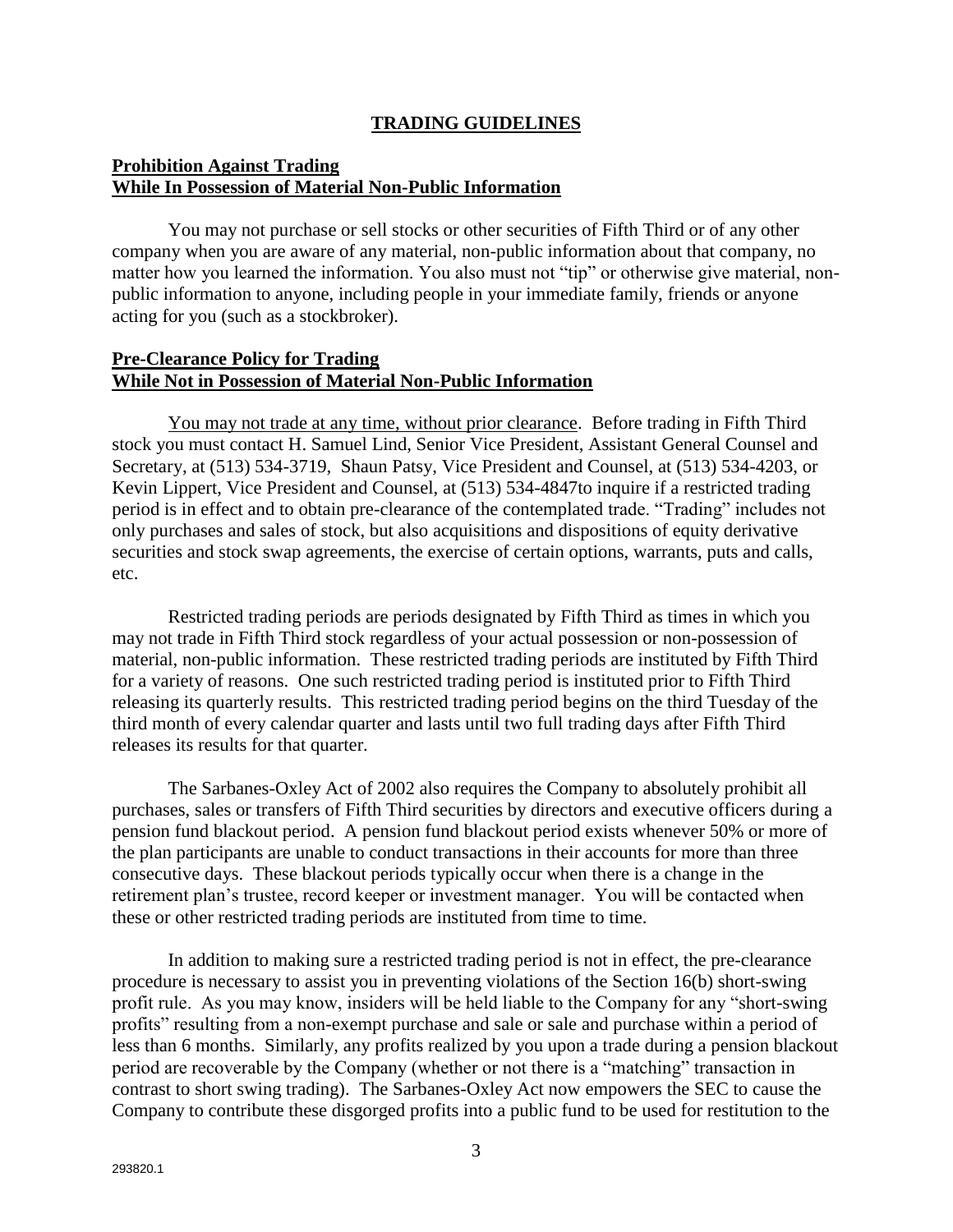## TRADING GUIDELINES

### Prohibition Against Trading While In Possession of Material Non-Public Information

You may not purchase or sell stocks or other securities of Fifth Third or of any other company when you are aware of any material, non-public information about that company, no matter how you learned the information. You also must not "tip" or otherwise give material, non-public information to anyone, including people in your immediate family, friends or anyone acting for you (such as a stockbroker).

### Pre-Clearance Policy for Trading While Not in Possession of Material Non-Public Information

You may not trade at any time, without prior clearance. Before trading in Fifth Third stock you must contact H. Samuel Lind, Senior Vice President, Assistant General Counsel and Secretary, at (513) 534-3719, Shaun Patsy, Vice President and Counsel, at (513) 534-4203, or Kevin Lippert, Vice President and Counsel, at (513) 534-4847to inquire if a restricted trading period is in effect and to obtain pre-clearance of the contemplated trade. "Trading" includes not only purchases and sales of stock, but also acquisitions and dispositions of equity derivative securities and stock swap agreements, the exercise of certain options, warrants, puts and calls, etc.

Restricted trading periods are periods designated by Fifth Third as times in which you may not trade in Fifth Third stock regardless of your actual possession or non-possession of material, non-public information. These restricted trading periods are instituted by Fifth Third for a variety of reasons. One such restricted trading period is instituted prior to Fifth Third releasing its quarterly results. This restricted trading period begins on the third Tuesday of the third month of every calendar quarter and lasts until two full trading days after Fifth Third releases its results for that quarter.

The Sarbanes-Oxley Act of 2002 also requires the Company to absolutely prohibit all purchases, sales or transfers of Fifth Third securities by directors and executive officers during a pension fund blackout period. A pension fund blackout period exists whenever 50% or more of the plan participants are unable to conduct transactions in their accounts for more than three consecutive days. These blackout periods typically occur when there is a change in the retirement plan's trustee, record keeper or investment manager. You will be contacted when these or other restricted trading periods are instituted from time to time.

In addition to making sure a restricted trading period is not in effect, the pre-clearance procedure is necessary to assist you in preventing violations of the Section 16(b) short-swing profit rule. As you may know, insiders will be held liable to the Company for any "short-swing profits" resulting from a non-exempt purchase and sale or sale and purchase within a period of less than 6 months. Similarly, any profits realized by you upon a trade during a pension blackout period are recoverable by the Company (whether or not there is a "matching" transaction in contrast to short swing trading). The Sarbanes-Oxley Act now empowers the SEC to cause the Company to contribute these disgorged profits into a public fund to be used for restitution to the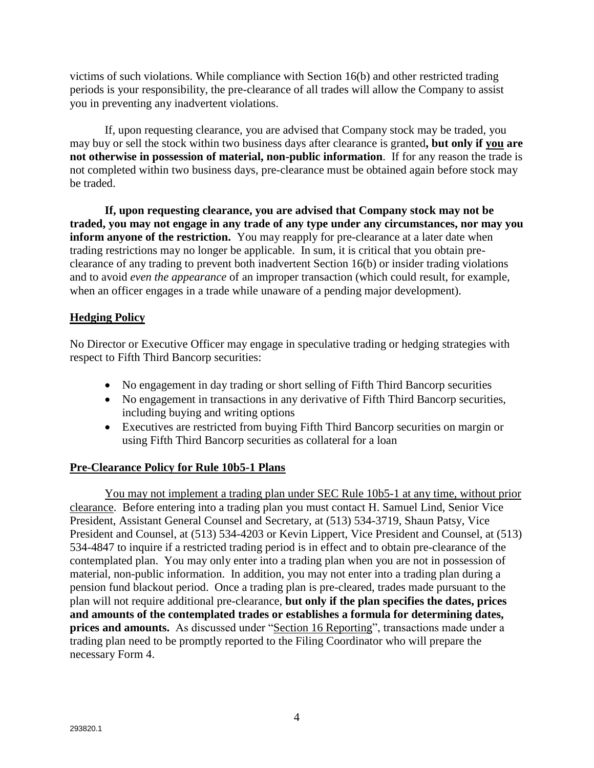victims of such violations. While compliance with Section 16(b) and other restricted trading periods is your responsibility, the pre-clearance of all trades will allow the Company to assist you in preventing any inadvertent violations.

If, upon requesting clearance, you are advised that Company stock may be traded, you may buy or sell the stock within two business days after clearance is granted**, but only if <u>you</u> are not otherwise in possession of material, non-public information**. If for any reason the trade is not completed within two business days, pre-clearance must be obtained again before stock may be traded.

**If, upon requesting clearance, you are advised that Company stock may not be traded, you may not engage in any trade of any type under any circumstances, nor may you inform anyone of the restriction.** You may reapply for pre-clearance at a later date when trading restrictions may no longer be applicable. In sum, it is critical that you obtain pre-clearance of any trading to prevent both inadvertent Section 16(b) or insider trading violations and to avoid *even the appearance* of an improper transaction (which could result, for example, when an officer engages in a trade while unaware of a pending major development).

## Hedging Policy

No Director or Executive Officer may engage in speculative trading or hedging strategies with respect to Fifth Third Bancorp securities:

- No engagement in day trading or short selling of Fifth Third Bancorp securities
- No engagement in transactions in any derivative of Fifth Third Bancorp securities, including buying and writing options
- Executives are restricted from buying Fifth Third Bancorp securities on margin or using Fifth Third Bancorp securities as collateral for a loan

## Pre-Clearance Policy for Rule 10b5-1 Plans

<u>You may not implement a trading plan under SEC Rule 10b5-1 at any time, without prior clearance</u>. Before entering into a trading plan you must contact H. Samuel Lind, Senior Vice President, Assistant General Counsel and Secretary, at (513) 534-3719, Shaun Patsy, Vice President and Counsel, at (513) 534-4203 or Kevin Lippert, Vice President and Counsel, at (513) 534-4847 to inquire if a restricted trading period is in effect and to obtain pre-clearance of the contemplated plan. You may only enter into a trading plan when you are not in possession of material, non-public information. In addition, you may not enter into a trading plan during a pension fund blackout period. Once a trading plan is pre-cleared, trades made pursuant to the plan will not require additional pre-clearance, **but only if the plan specifies the dates, prices and amounts of the contemplated trades or establishes a formula for determining dates, prices and amounts.** As discussed under "<u>Section 16 Reporting</u>", transactions made under a trading plan need to be promptly reported to the Filing Coordinator who will prepare the necessary Form 4.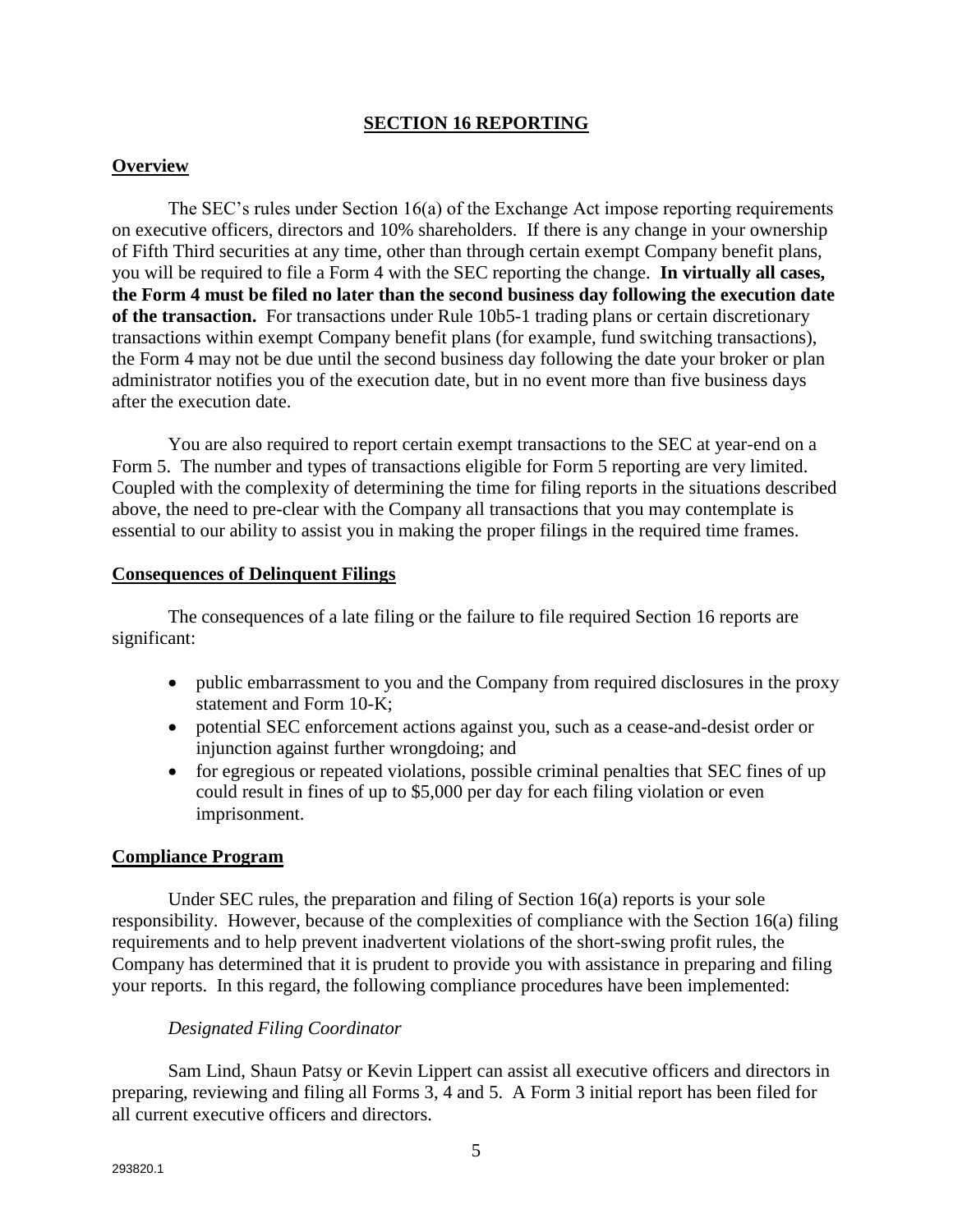## SECTION 16 REPORTING

### Overview

The SEC's rules under Section 16(a) of the Exchange Act impose reporting requirements on executive officers, directors and 10% shareholders. If there is any change in your ownership of Fifth Third securities at any time, other than through certain exempt Company benefit plans, you will be required to file a Form 4 with the SEC reporting the change. **In virtually all cases, the Form 4 must be filed no later than the second business day following the execution date of the transaction.** For transactions under Rule 10b5-1 trading plans or certain discretionary transactions within exempt Company benefit plans (for example, fund switching transactions), the Form 4 may not be due until the second business day following the date your broker or plan administrator notifies you of the execution date, but in no event more than five business days after the execution date.

You are also required to report certain exempt transactions to the SEC at year-end on a Form 5. The number and types of transactions eligible for Form 5 reporting are very limited. Coupled with the complexity of determining the time for filing reports in the situations described above, the need to pre-clear with the Company all transactions that you may contemplate is essential to our ability to assist you in making the proper filings in the required time frames.

### Consequences of Delinquent Filings

The consequences of a late filing or the failure to file required Section 16 reports are significant:

- public embarrassment to you and the Company from required disclosures in the proxy statement and Form 10-K;
- potential SEC enforcement actions against you, such as a cease-and-desist order or injunction against further wrongdoing; and
- for egregious or repeated violations, possible criminal penalties that SEC fines of up could result in fines of up to $5,000 per day for each filing violation or even imprisonment.

### Compliance Program

Under SEC rules, the preparation and filing of Section 16(a) reports is your sole responsibility. However, because of the complexities of compliance with the Section 16(a) filing requirements and to help prevent inadvertent violations of the short-swing profit rules, the Company has determined that it is prudent to provide you with assistance in preparing and filing your reports. In this regard, the following compliance procedures have been implemented:

*Designated Filing Coordinator*

Sam Lind, Shaun Patsy or Kevin Lippert can assist all executive officers and directors in preparing, reviewing and filing all Forms 3, 4 and 5. A Form 3 initial report has been filed for all current executive officers and directors.

293820.1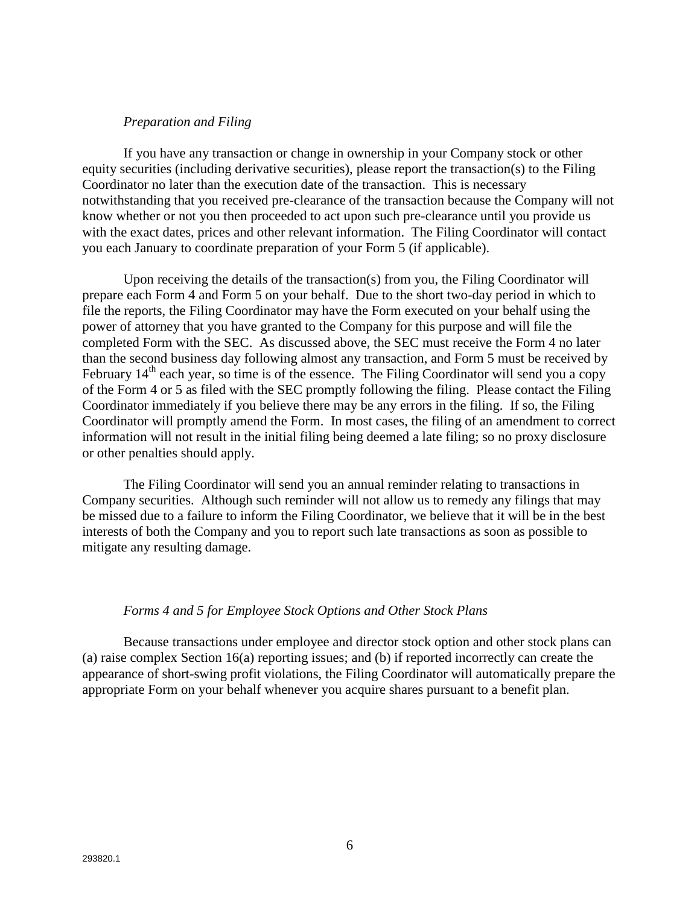*Preparation and Filing*

If you have any transaction or change in ownership in your Company stock or other equity securities (including derivative securities), please report the transaction(s) to the Filing Coordinator no later than the execution date of the transaction. This is necessary notwithstanding that you received pre-clearance of the transaction because the Company will not know whether or not you then proceeded to act upon such pre-clearance until you provide us with the exact dates, prices and other relevant information. The Filing Coordinator will contact you each January to coordinate preparation of your Form 5 (if applicable).

Upon receiving the details of the transaction(s) from you, the Filing Coordinator will prepare each Form 4 and Form 5 on your behalf. Due to the short two-day period in which to file the reports, the Filing Coordinator may have the Form executed on your behalf using the power of attorney that you have granted to the Company for this purpose and will file the completed Form with the SEC. As discussed above, the SEC must receive the Form 4 no later than the second business day following almost any transaction, and Form 5 must be received by February 14th each year, so time is of the essence. The Filing Coordinator will send you a copy of the Form 4 or 5 as filed with the SEC promptly following the filing. Please contact the Filing Coordinator immediately if you believe there may be any errors in the filing. If so, the Filing Coordinator will promptly amend the Form. In most cases, the filing of an amendment to correct information will not result in the initial filing being deemed a late filing; so no proxy disclosure or other penalties should apply.

The Filing Coordinator will send you an annual reminder relating to transactions in Company securities. Although such reminder will not allow us to remedy any filings that may be missed due to a failure to inform the Filing Coordinator, we believe that it will be in the best interests of both the Company and you to report such late transactions as soon as possible to mitigate any resulting damage.

*Forms 4 and 5 for Employee Stock Options and Other Stock Plans*

Because transactions under employee and director stock option and other stock plans can (a) raise complex Section 16(a) reporting issues; and (b) if reported incorrectly can create the appearance of short-swing profit violations, the Filing Coordinator will automatically prepare the appropriate Form on your behalf whenever you acquire shares pursuant to a benefit plan.

293820.1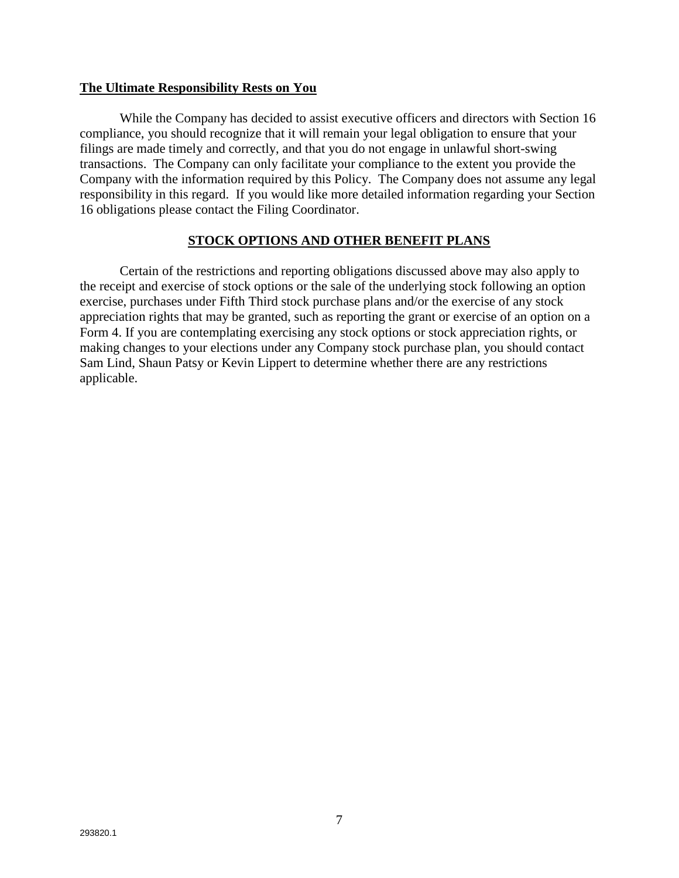**The Ultimate Responsibility Rests on You**

While the Company has decided to assist executive officers and directors with Section 16 compliance, you should recognize that it will remain your legal obligation to ensure that your filings are made timely and correctly, and that you do not engage in unlawful short-swing transactions. The Company can only facilitate your compliance to the extent you provide the Company with the information required by this Policy. The Company does not assume any legal responsibility in this regard. If you would like more detailed information regarding your Section 16 obligations please contact the Filing Coordinator.

## STOCK OPTIONS AND OTHER BENEFIT PLANS

Certain of the restrictions and reporting obligations discussed above may also apply to the receipt and exercise of stock options or the sale of the underlying stock following an option exercise, purchases under Fifth Third stock purchase plans and/or the exercise of any stock appreciation rights that may be granted, such as reporting the grant or exercise of an option on a Form 4. If you are contemplating exercising any stock options or stock appreciation rights, or making changes to your elections under any Company stock purchase plan, you should contact Sam Lind, Shaun Patsy or Kevin Lippert to determine whether there are any restrictions applicable.

293820.1